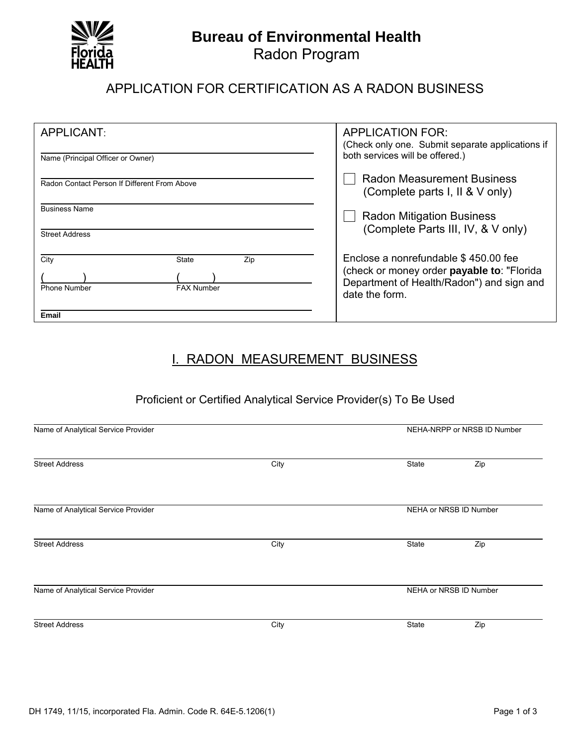# Bureau of Environmental Health

## Radon Program

## APPLICATION FOR CERTIFICATION AS A RADON BUSINESS

**APPLICANT:**

Name (Principal Officer or Owner)

Radon Contact Person If Different From Above

Business Name

Street Address

City &nbsp;&nbsp;&nbsp;&nbsp; State &nbsp;&nbsp;&nbsp;&nbsp; Zip

( &nbsp;&nbsp;&nbsp; ) &nbsp;&nbsp;&nbsp;&nbsp; ( &nbsp;&nbsp;&nbsp; )
Phone Number &nbsp;&nbsp;&nbsp;&nbsp; FAX Number

**Email**

**APPLICATION FOR:**
(Check only one. Submit separate applications if both services will be offered.)

☐ Radon Measurement Business
(Complete parts I, II & V only)

☐ Radon Mitigation Business
(Complete Parts III, IV, & V only)

Enclose a nonrefundable $ 450.00 fee (check or money order **payable to**: "Florida Department of Health/Radon") and sign and date the form.

## I. RADON MEASUREMENT BUSINESS

### Proficient or Certified Analytical Service Provider(s) To Be Used

Name of Analytical Service Provider &nbsp;&nbsp;&nbsp;&nbsp; NEHA-NRPP or NRSB ID Number

Street Address &nbsp;&nbsp;&nbsp;&nbsp; City &nbsp;&nbsp;&nbsp;&nbsp; State &nbsp;&nbsp;&nbsp;&nbsp; Zip

Name of Analytical Service Provider &nbsp;&nbsp;&nbsp;&nbsp; NEHA or NRSB ID Number

Street Address &nbsp;&nbsp;&nbsp;&nbsp; City &nbsp;&nbsp;&nbsp;&nbsp; State &nbsp;&nbsp;&nbsp;&nbsp; Zip

Name of Analytical Service Provider &nbsp;&nbsp;&nbsp;&nbsp; NEHA or NRSB ID Number

Street Address &nbsp;&nbsp;&nbsp;&nbsp; City &nbsp;&nbsp;&nbsp;&nbsp; State &nbsp;&nbsp;&nbsp;&nbsp; Zip

DH 1749, 11/15, incorporated Fla. Admin. Code R. 64E-5.1206(1)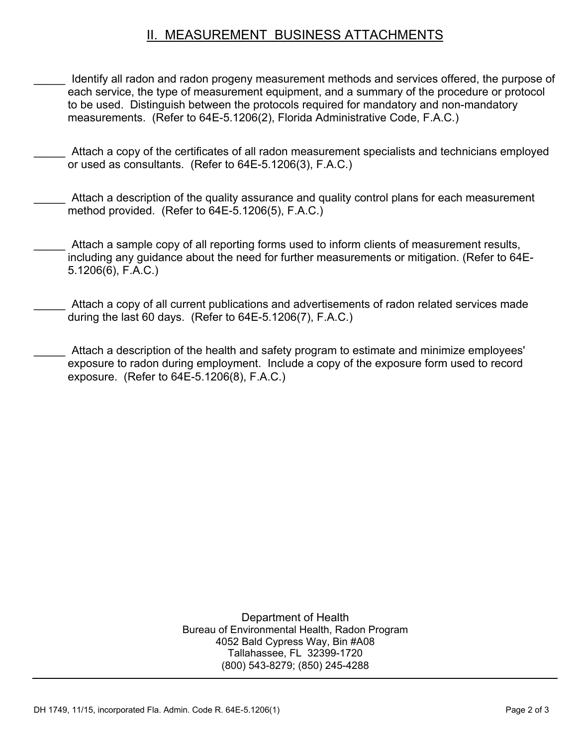## II. MEASUREMENT BUSINESS ATTACHMENTS

_____ Identify all radon and radon progeny measurement methods and services offered, the purpose of each service, the type of measurement equipment, and a summary of the procedure or protocol to be used. Distinguish between the protocols required for mandatory and non-mandatory measurements. (Refer to 64E-5.1206(2), Florida Administrative Code, F.A.C.)

_____ Attach a copy of the certificates of all radon measurement specialists and technicians employed or used as consultants. (Refer to 64E-5.1206(3), F.A.C.)

_____ Attach a description of the quality assurance and quality control plans for each measurement method provided. (Refer to 64E-5.1206(5), F.A.C.)

_____ Attach a sample copy of all reporting forms used to inform clients of measurement results, including any guidance about the need for further measurements or mitigation. (Refer to 64E-5.1206(6), F.A.C.)

_____ Attach a copy of all current publications and advertisements of radon related services made during the last 60 days. (Refer to 64E-5.1206(7), F.A.C.)

_____ Attach a description of the health and safety program to estimate and minimize employees' exposure to radon during employment. Include a copy of the exposure form used to record exposure. (Refer to 64E-5.1206(8), F.A.C.)

Department of Health
Bureau of Environmental Health, Radon Program
4052 Bald Cypress Way, Bin #A08
Tallahassee, FL 32399-1720
(800) 543-8279; (850) 245-4288

DH 1749, 11/15, incorporated Fla. Admin. Code R. 64E-5.1206(1)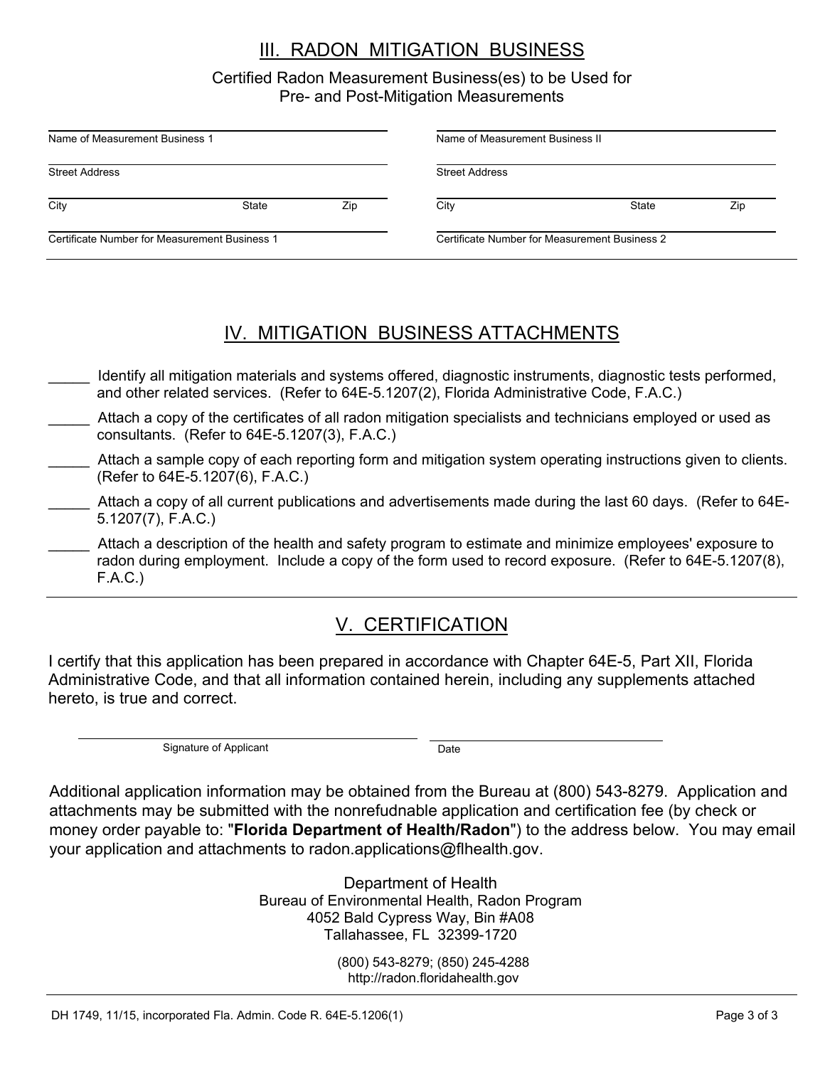## III. RADON MITIGATION BUSINESS

Certified Radon Measurement Business(es) to be Used for Pre- and Post-Mitigation Measurements

Name of Measurement Business 1

Street Address

City State Zip

Certificate Number for Measurement Business 1

Name of Measurement Business II

Street Address

City State Zip

Certificate Number for Measurement Business 2

## IV. MITIGATION BUSINESS ATTACHMENTS

_____ Identify all mitigation materials and systems offered, diagnostic instruments, diagnostic tests performed, and other related services. (Refer to 64E-5.1207(2), Florida Administrative Code, F.A.C.)

_____ Attach a copy of the certificates of all radon mitigation specialists and technicians employed or used as consultants. (Refer to 64E-5.1207(3), F.A.C.)

_____ Attach a sample copy of each reporting form and mitigation system operating instructions given to clients. (Refer to 64E-5.1207(6), F.A.C.)

_____ Attach a copy of all current publications and advertisements made during the last 60 days. (Refer to 64E-5.1207(7), F.A.C.)

_____ Attach a description of the health and safety program to estimate and minimize employees' exposure to radon during employment. Include a copy of the form used to record exposure. (Refer to 64E-5.1207(8), F.A.C.)

## V. CERTIFICATION

I certify that this application has been prepared in accordance with Chapter 64E-5, Part XII, Florida Administrative Code, and that all information contained herein, including any supplements attached hereto, is true and correct.

Signature of Applicant Date

Additional application information may be obtained from the Bureau at (800) 543-8279. Application and attachments may be submitted with the nonrefudnable application and certification fee (by check or money order payable to: "**Florida Department of Health/Radon**") to the address below. You may email your application and attachments to radon.applications@flhealth.gov.

Department of Health
Bureau of Environmental Health, Radon Program
4052 Bald Cypress Way, Bin #A08
Tallahassee, FL 32399-1720

(800) 543-8279; (850) 245-4288
http://radon.floridahealth.gov

DH 1749, 11/15, incorporated Fla. Admin. Code R. 64E-5.1206(1)